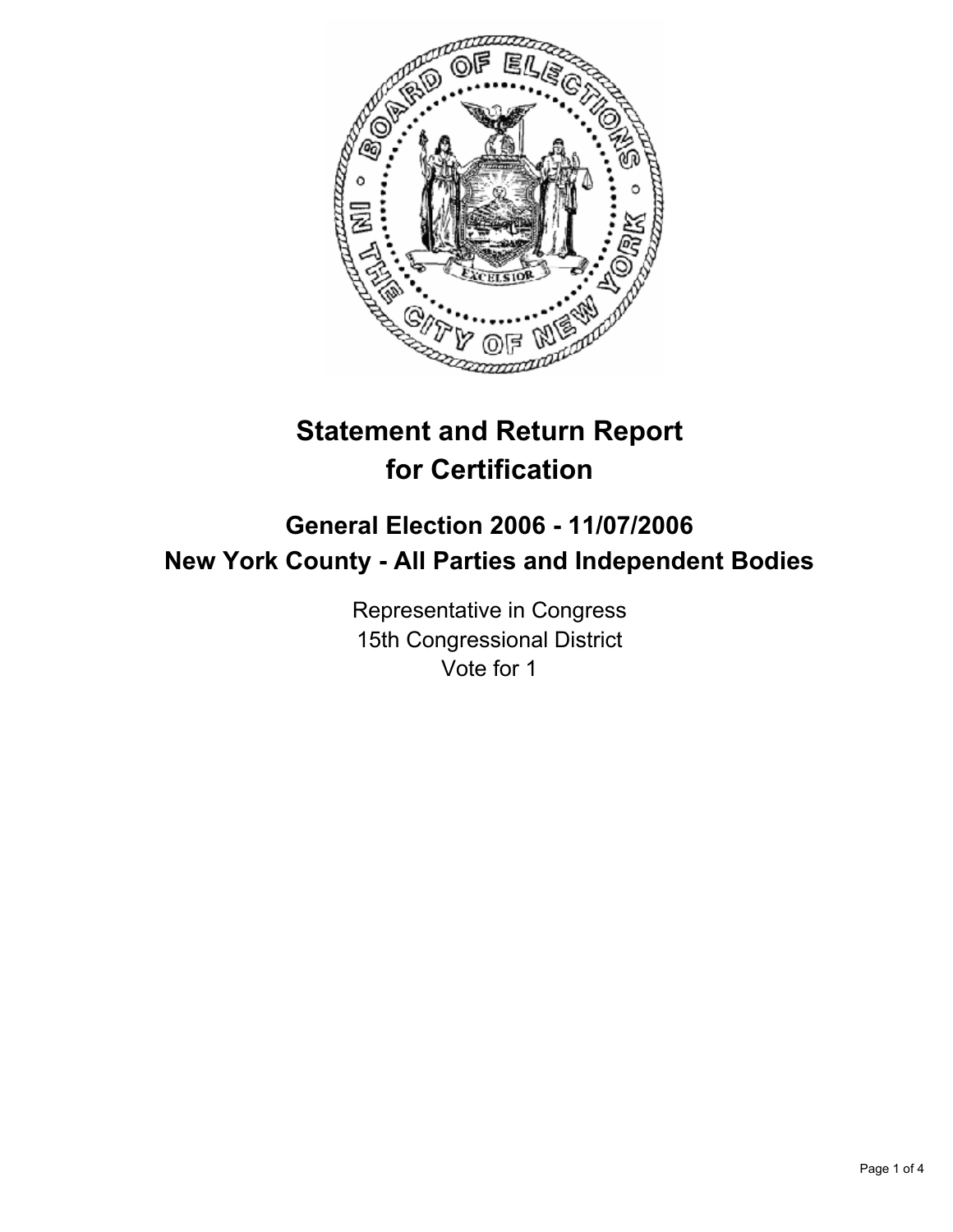# Statement and Return Report for Certification

## General Election 2006 - 11/07/2006
## New York County - All Parties and Independent Bodies

Representative in Congress
15th Congressional District
Vote for 1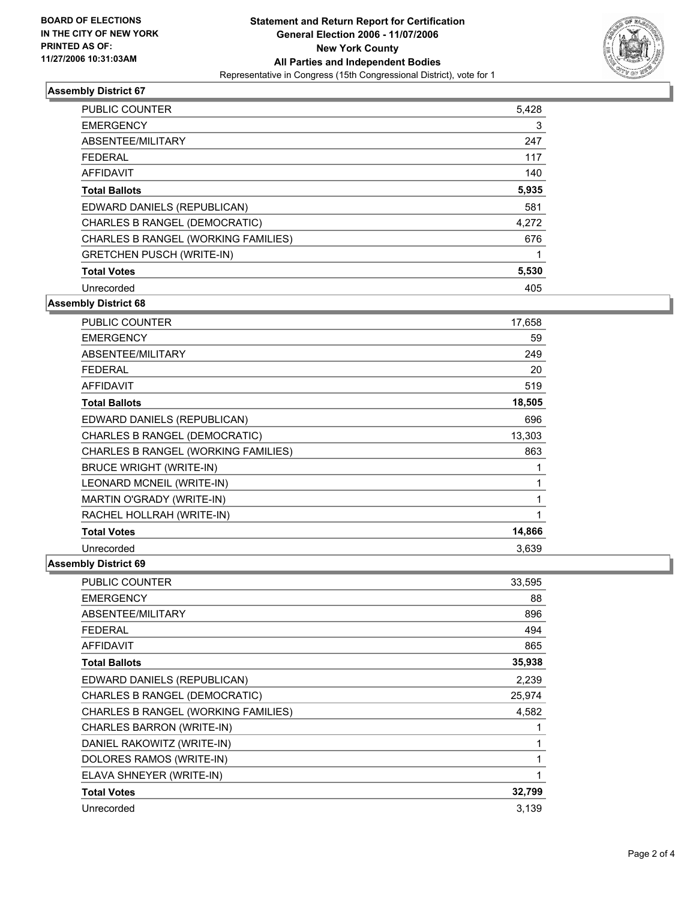**BOARD OF ELECTIONS IN THE CITY OF NEW YORK PRINTED AS OF: 11/27/2006 10:31:03AM**

# Statement and Return Report for Certification
## General Election 2006 - 11/07/2006
## New York County
## All Parties and Independent Bodies
Representative in Congress (15th Congressional District), vote for 1

### Assembly District 67

| | |
|---|---|
| PUBLIC COUNTER | 5,428 |
| EMERGENCY | 3 |
| ABSENTEE/MILITARY | 247 |
| FEDERAL | 117 |
| AFFIDAVIT | 140 |
| **Total Ballots** | **5,935** |
| EDWARD DANIELS (REPUBLICAN) | 581 |
| CHARLES B RANGEL (DEMOCRATIC) | 4,272 |
| CHARLES B RANGEL (WORKING FAMILIES) | 676 |
| GRETCHEN PUSCH (WRITE-IN) | 1 |
| **Total Votes** | **5,530** |
| Unrecorded | 405 |

### Assembly District 68

| | |
|---|---|
| PUBLIC COUNTER | 17,658 |
| EMERGENCY | 59 |
| ABSENTEE/MILITARY | 249 |
| FEDERAL | 20 |
| AFFIDAVIT | 519 |
| **Total Ballots** | **18,505** |
| EDWARD DANIELS (REPUBLICAN) | 696 |
| CHARLES B RANGEL (DEMOCRATIC) | 13,303 |
| CHARLES B RANGEL (WORKING FAMILIES) | 863 |
| BRUCE WRIGHT (WRITE-IN) | 1 |
| LEONARD MCNEIL (WRITE-IN) | 1 |
| MARTIN O'GRADY (WRITE-IN) | 1 |
| RACHEL HOLLRAH (WRITE-IN) | 1 |
| **Total Votes** | **14,866** |
| Unrecorded | 3,639 |

### Assembly District 69

| | |
|---|---|
| PUBLIC COUNTER | 33,595 |
| EMERGENCY | 88 |
| ABSENTEE/MILITARY | 896 |
| FEDERAL | 494 |
| AFFIDAVIT | 865 |
| **Total Ballots** | **35,938** |
| EDWARD DANIELS (REPUBLICAN) | 2,239 |
| CHARLES B RANGEL (DEMOCRATIC) | 25,974 |
| CHARLES B RANGEL (WORKING FAMILIES) | 4,582 |
| CHARLES BARRON (WRITE-IN) | 1 |
| DANIEL RAKOWITZ (WRITE-IN) | 1 |
| DOLORES RAMOS (WRITE-IN) | 1 |
| ELAVA SHNEYER (WRITE-IN) | 1 |
| **Total Votes** | **32,799** |
| Unrecorded | 3,139 |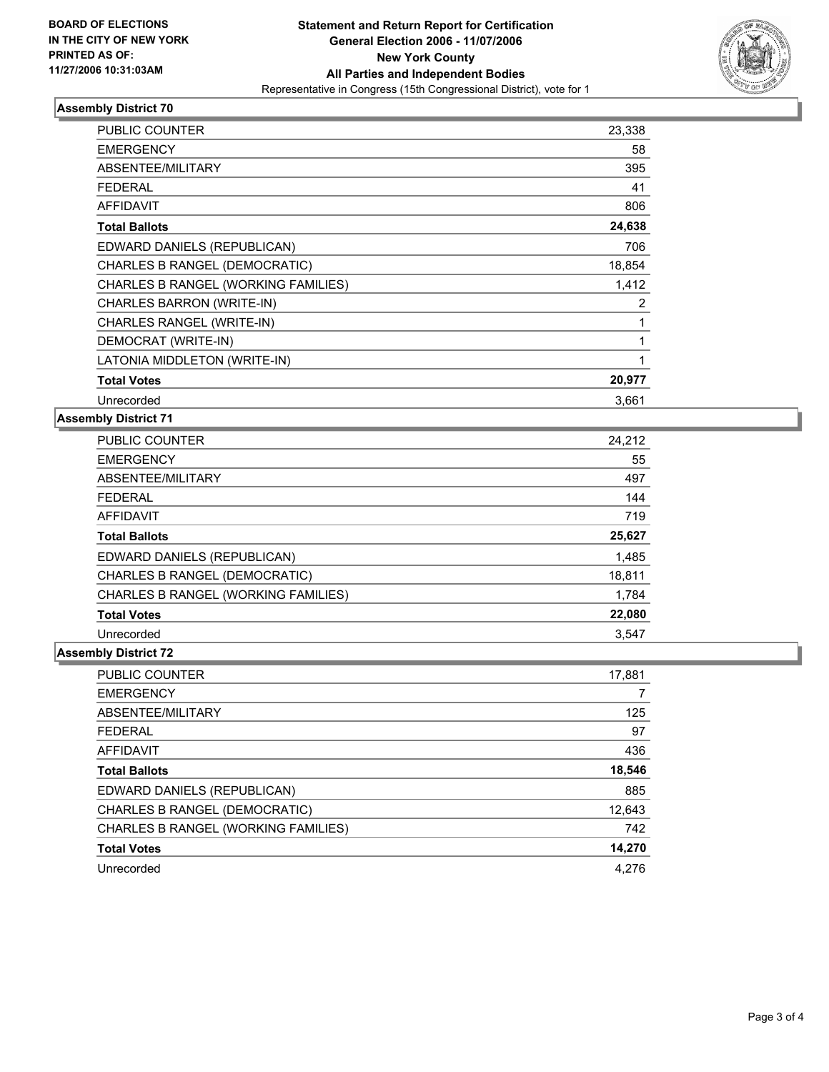**BOARD OF ELECTIONS IN THE CITY OF NEW YORK**
**PRINTED AS OF: 11/27/2006 10:31:03AM**

# Statement and Return Report for Certification
## General Election 2006 - 11/07/2006
## New York County
## All Parties and Independent Bodies

Representative in Congress (15th Congressional District), vote for 1

### Assembly District 70

| | |
|---|---:|
| PUBLIC COUNTER | 23,338 |
| EMERGENCY | 58 |
| ABSENTEE/MILITARY | 395 |
| FEDERAL | 41 |
| AFFIDAVIT | 806 |
| **Total Ballots** | **24,638** |
| EDWARD DANIELS (REPUBLICAN) | 706 |
| CHARLES B RANGEL (DEMOCRATIC) | 18,854 |
| CHARLES B RANGEL (WORKING FAMILIES) | 1,412 |
| CHARLES BARRON (WRITE-IN) | 2 |
| CHARLES RANGEL (WRITE-IN) | 1 |
| DEMOCRAT (WRITE-IN) | 1 |
| LATONIA MIDDLETON (WRITE-IN) | 1 |
| **Total Votes** | **20,977** |
| Unrecorded | 3,661 |

### Assembly District 71

| | |
|---|---:|
| PUBLIC COUNTER | 24,212 |
| EMERGENCY | 55 |
| ABSENTEE/MILITARY | 497 |
| FEDERAL | 144 |
| AFFIDAVIT | 719 |
| **Total Ballots** | **25,627** |
| EDWARD DANIELS (REPUBLICAN) | 1,485 |
| CHARLES B RANGEL (DEMOCRATIC) | 18,811 |
| CHARLES B RANGEL (WORKING FAMILIES) | 1,784 |
| **Total Votes** | **22,080** |
| Unrecorded | 3,547 |

### Assembly District 72

| | |
|---|---:|
| PUBLIC COUNTER | 17,881 |
| EMERGENCY | 7 |
| ABSENTEE/MILITARY | 125 |
| FEDERAL | 97 |
| AFFIDAVIT | 436 |
| **Total Ballots** | **18,546** |
| EDWARD DANIELS (REPUBLICAN) | 885 |
| CHARLES B RANGEL (DEMOCRATIC) | 12,643 |
| CHARLES B RANGEL (WORKING FAMILIES) | 742 |
| **Total Votes** | **14,270** |
| Unrecorded | 4,276 |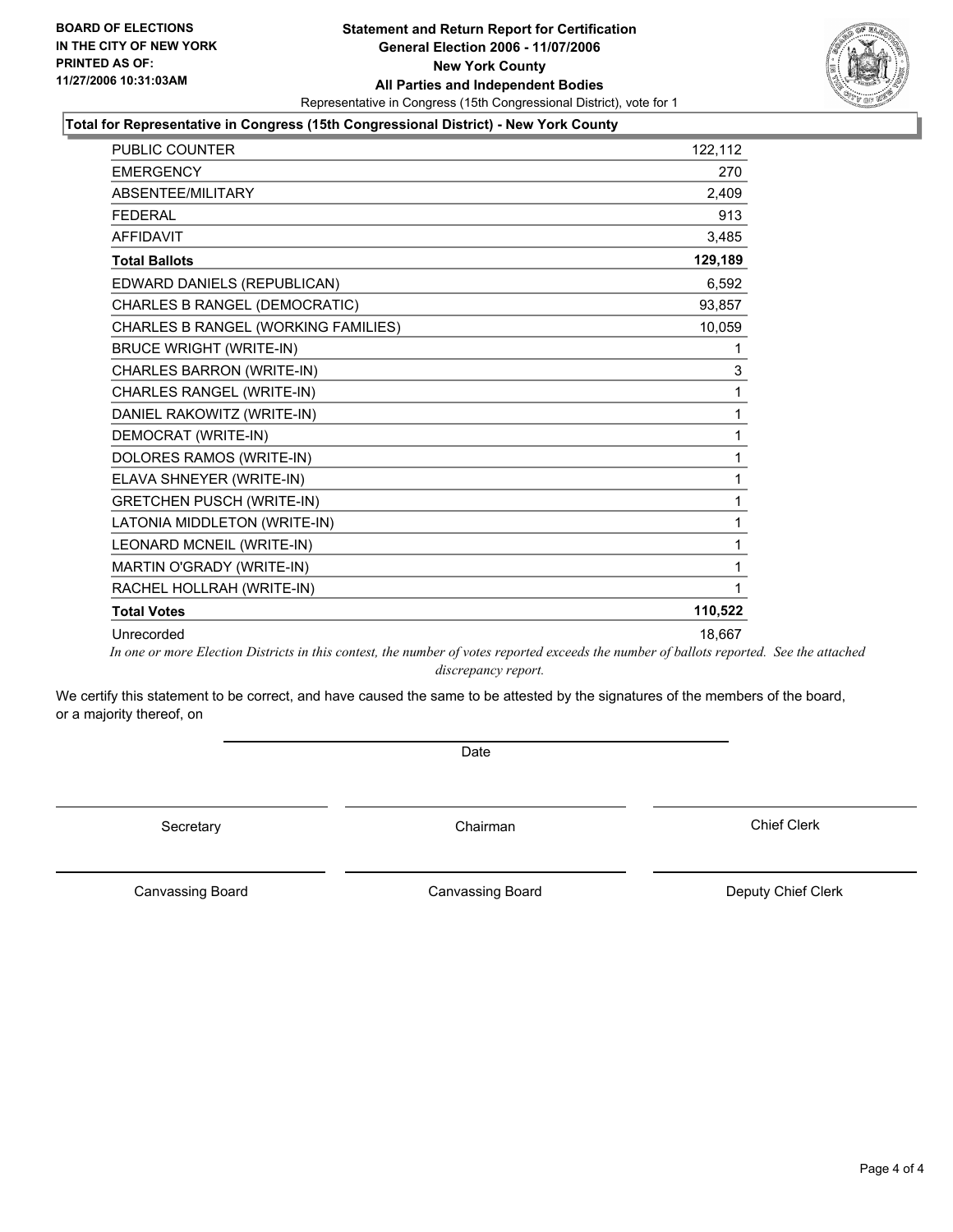**BOARD OF ELECTIONS IN THE CITY OF NEW YORK PRINTED AS OF: 11/27/2006 10:31:03AM**

**Statement and Return Report for Certification**
**General Election 2006 - 11/07/2006**
**New York County**
**All Parties and Independent Bodies**
Representative in Congress (15th Congressional District), vote for 1

**Total for Representative in Congress (15th Congressional District) - New York County**

| | |
|---|---|
| PUBLIC COUNTER | 122,112 |
| EMERGENCY | 270 |
| ABSENTEE/MILITARY | 2,409 |
| FEDERAL | 913 |
| AFFIDAVIT | 3,485 |
| **Total Ballots** | **129,189** |
| EDWARD DANIELS (REPUBLICAN) | 6,592 |
| CHARLES B RANGEL (DEMOCRATIC) | 93,857 |
| CHARLES B RANGEL (WORKING FAMILIES) | 10,059 |
| BRUCE WRIGHT (WRITE-IN) | 1 |
| CHARLES BARRON (WRITE-IN) | 3 |
| CHARLES RANGEL (WRITE-IN) | 1 |
| DANIEL RAKOWITZ (WRITE-IN) | 1 |
| DEMOCRAT (WRITE-IN) | 1 |
| DOLORES RAMOS (WRITE-IN) | 1 |
| ELAVA SHNEYER (WRITE-IN) | 1 |
| GRETCHEN PUSCH (WRITE-IN) | 1 |
| LATONIA MIDDLETON (WRITE-IN) | 1 |
| LEONARD MCNEIL (WRITE-IN) | 1 |
| MARTIN O'GRADY (WRITE-IN) | 1 |
| RACHEL HOLLRAH (WRITE-IN) | 1 |
| **Total Votes** | **110,522** |
| Unrecorded | 18,667 |

*In one or more Election Districts in this contest, the number of votes reported exceeds the number of ballots reported. See the attached discrepancy report.*

We certify this statement to be correct, and have caused the same to be attested by the signatures of the members of the board, or a majority thereof, on

Date

Secretary | Chairman | Chief Clerk

Canvassing Board | Canvassing Board | Deputy Chief Clerk